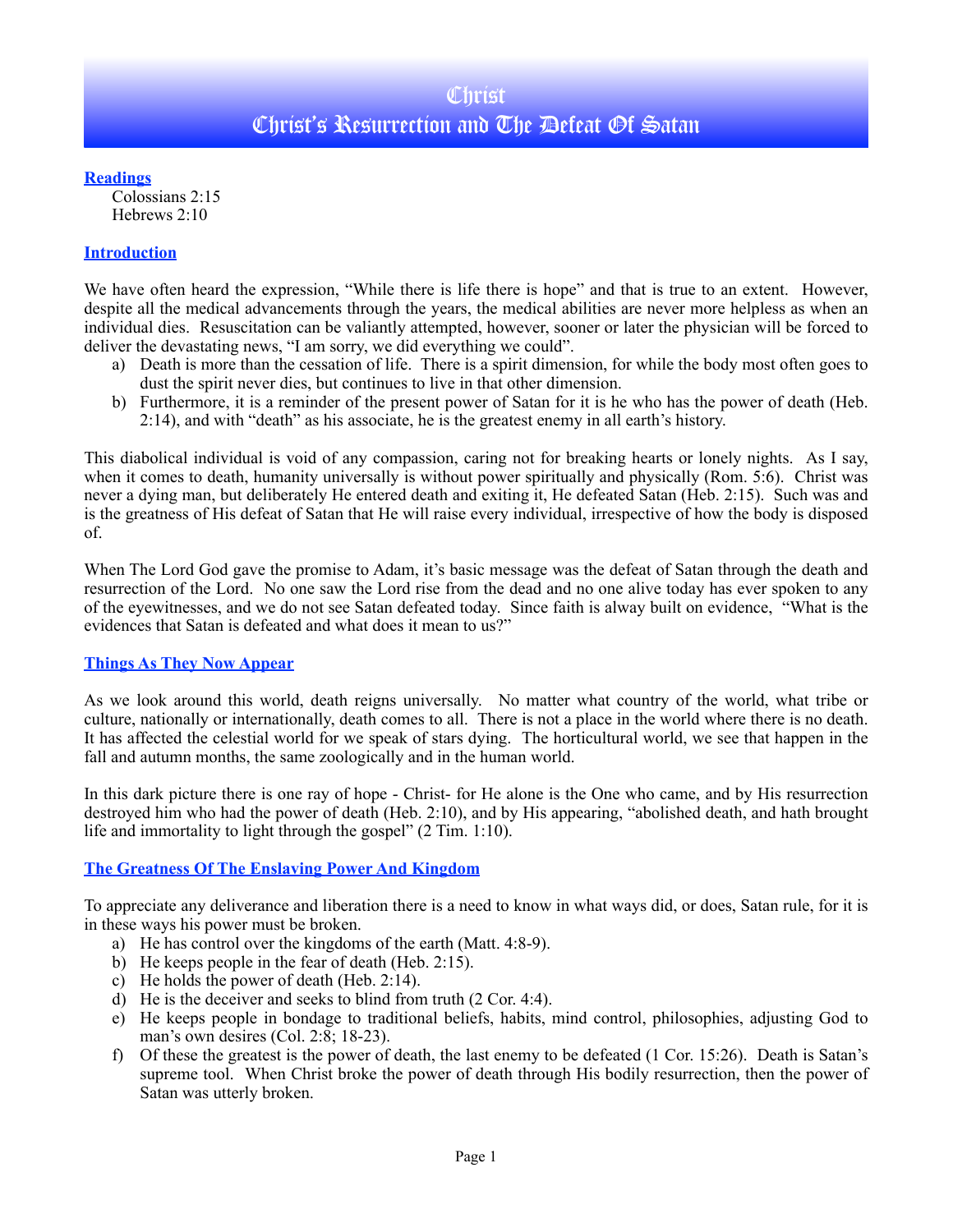# Christ
# Christ's Resurrection and The Defeat Of Satan

## Readings

Colossians 2:15
Hebrews 2:10

## Introduction

We have often heard the expression, "While there is life there is hope" and that is true to an extent. However, despite all the medical advancements through the years, the medical abilities are never more helpless as when an individual dies. Resuscitation can be valiantly attempted, however, sooner or later the physician will be forced to deliver the devastating news, "I am sorry, we did everything we could".

a) Death is more than the cessation of life. There is a spirit dimension, for while the body most often goes to dust the spirit never dies, but continues to live in that other dimension.
b) Furthermore, it is a reminder of the present power of Satan for it is he who has the power of death (Heb. 2:14), and with "death" as his associate, he is the greatest enemy in all earth's history.

This diabolical individual is void of any compassion, caring not for breaking hearts or lonely nights. As I say, when it comes to death, humanity universally is without power spiritually and physically (Rom. 5:6). Christ was never a dying man, but deliberately He entered death and exiting it, He defeated Satan (Heb. 2:15). Such was and is the greatness of His defeat of Satan that He will raise every individual, irrespective of how the body is disposed of.

When The Lord God gave the promise to Adam, it's basic message was the defeat of Satan through the death and resurrection of the Lord. No one saw the Lord rise from the dead and no one alive today has ever spoken to any of the eyewitnesses, and we do not see Satan defeated today. Since faith is alway built on evidence, "What is the evidences that Satan is defeated and what does it mean to us?"

## Things As They Now Appear

As we look around this world, death reigns universally. No matter what country of the world, what tribe or culture, nationally or internationally, death comes to all. There is not a place in the world where there is no death. It has affected the celestial world for we speak of stars dying. The horticultural world, we see that happen in the fall and autumn months, the same zoologically and in the human world.

In this dark picture there is one ray of hope - Christ- for He alone is the One who came, and by His resurrection destroyed him who had the power of death (Heb. 2:10), and by His appearing, "abolished death, and hath brought life and immortality to light through the gospel" (2 Tim. 1:10).

## The Greatness Of The Enslaving Power And Kingdom

To appreciate any deliverance and liberation there is a need to know in what ways did, or does, Satan rule, for it is in these ways his power must be broken.

a) He has control over the kingdoms of the earth (Matt. 4:8-9).
b) He keeps people in the fear of death (Heb. 2:15).
c) He holds the power of death (Heb. 2:14).
d) He is the deceiver and seeks to blind from truth (2 Cor. 4:4).
e) He keeps people in bondage to traditional beliefs, habits, mind control, philosophies, adjusting God to man's own desires (Col. 2:8; 18-23).
f) Of these the greatest is the power of death, the last enemy to be defeated (1 Cor. 15:26). Death is Satan's supreme tool. When Christ broke the power of death through His bodily resurrection, then the power of Satan was utterly broken.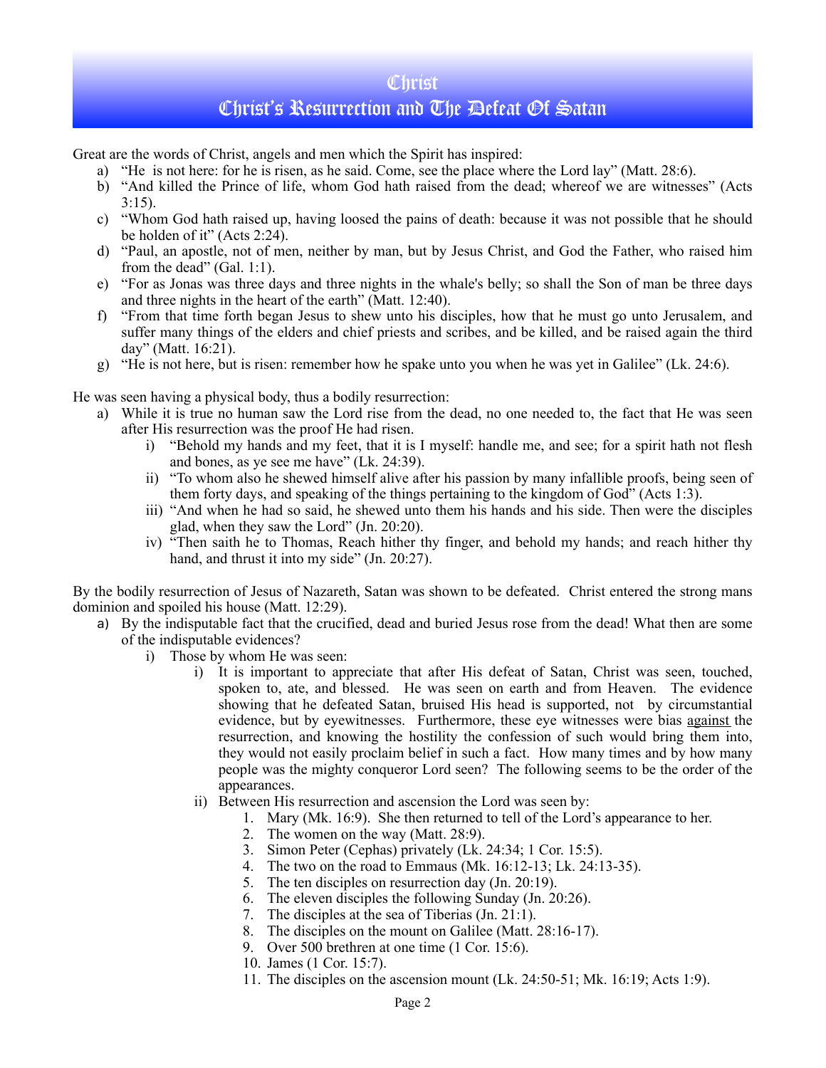# Christ

## Christ's Resurrection and The Defeat Of Satan

Great are the words of Christ, angels and men which the Spirit has inspired:

a) "He is not here: for he is risen, as he said. Come, see the place where the Lord lay" (Matt. 28:6).
b) "And killed the Prince of life, whom God hath raised from the dead; whereof we are witnesses" (Acts 3:15).
c) "Whom God hath raised up, having loosed the pains of death: because it was not possible that he should be holden of it" (Acts 2:24).
d) "Paul, an apostle, not of men, neither by man, but by Jesus Christ, and God the Father, who raised him from the dead" (Gal. 1:1).
e) "For as Jonas was three days and three nights in the whale's belly; so shall the Son of man be three days and three nights in the heart of the earth" (Matt. 12:40).
f) "From that time forth began Jesus to shew unto his disciples, how that he must go unto Jerusalem, and suffer many things of the elders and chief priests and scribes, and be killed, and be raised again the third day" (Matt. 16:21).
g) "He is not here, but is risen: remember how he spake unto you when he was yet in Galilee" (Lk. 24:6).

He was seen having a physical body, thus a bodily resurrection:

a) While it is true no human saw the Lord rise from the dead, no one needed to, the fact that He was seen after His resurrection was the proof He had risen.
   i) "Behold my hands and my feet, that it is I myself: handle me, and see; for a spirit hath not flesh and bones, as ye see me have" (Lk. 24:39).
   ii) "To whom also he shewed himself alive after his passion by many infallible proofs, being seen of them forty days, and speaking of the things pertaining to the kingdom of God" (Acts 1:3).
   iii) "And when he had so said, he shewed unto them his hands and his side. Then were the disciples glad, when they saw the Lord" (Jn. 20:20).
   iv) "Then saith he to Thomas, Reach hither thy finger, and behold my hands; and reach hither thy hand, and thrust it into my side" (Jn. 20:27).

By the bodily resurrection of Jesus of Nazareth, Satan was shown to be defeated. Christ entered the strong mans dominion and spoiled his house (Matt. 12:29).

a) By the indisputable fact that the crucified, dead and buried Jesus rose from the dead! What then are some of the indisputable evidences?
   i) Those by whom He was seen:
      i) It is important to appreciate that after His defeat of Satan, Christ was seen, touched, spoken to, ate, and blessed. He was seen on earth and from Heaven. The evidence showing that he defeated Satan, bruised His head is supported, not by circumstantial evidence, but by eyewitnesses. Furthermore, these eye witnesses were bias <u>against</u> the resurrection, and knowing the hostility the confession of such would bring them into, they would not easily proclaim belief in such a fact. How many times and by how many people was the mighty conqueror Lord seen? The following seems to be the order of the appearances.
      ii) Between His resurrection and ascension the Lord was seen by:
         1. Mary (Mk. 16:9). She then returned to tell of the Lord's appearance to her.
         2. The women on the way (Matt. 28:9).
         3. Simon Peter (Cephas) privately (Lk. 24:34; 1 Cor. 15:5).
         4. The two on the road to Emmaus (Mk. 16:12-13; Lk. 24:13-35).
         5. The ten disciples on resurrection day (Jn. 20:19).
         6. The eleven disciples the following Sunday (Jn. 20:26).
         7. The disciples at the sea of Tiberias (Jn. 21:1).
         8. The disciples on the mount on Galilee (Matt. 28:16-17).
         9. Over 500 brethren at one time (1 Cor. 15:6).
         10. James (1 Cor. 15:7).
         11. The disciples on the ascension mount (Lk. 24:50-51; Mk. 16:19; Acts 1:9).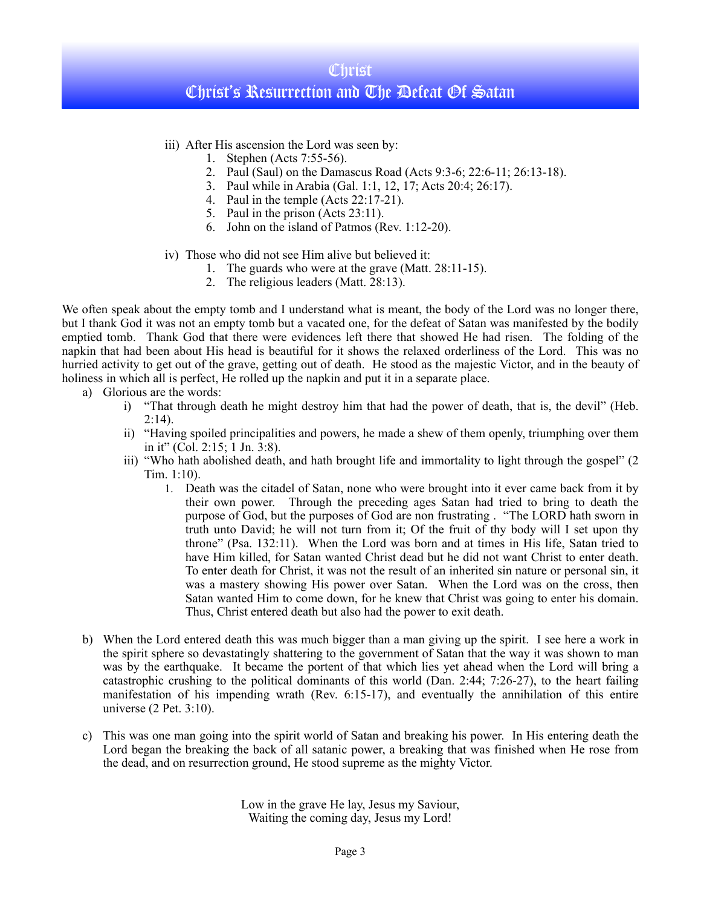iii) After His ascension the Lord was seen by:
   1. Stephen (Acts 7:55-56).
   2. Paul (Saul) on the Damascus Road (Acts 9:3-6; 22:6-11; 26:13-18).
   3. Paul while in Arabia (Gal. 1:1, 12, 17; Acts 20:4; 26:17).
   4. Paul in the temple (Acts 22:17-21).
   5. Paul in the prison (Acts 23:11).
   6. John on the island of Patmos (Rev. 1:12-20).

iv) Those who did not see Him alive but believed it:
   1. The guards who were at the grave (Matt. 28:11-15).
   2. The religious leaders (Matt. 28:13).

We often speak about the empty tomb and I understand what is meant, the body of the Lord was no longer there, but I thank God it was not an empty tomb but a vacated one, for the defeat of Satan was manifested by the bodily emptied tomb. Thank God that there were evidences left there that showed He had risen. The folding of the napkin that had been about His head is beautiful for it shows the relaxed orderliness of the Lord. This was no hurried activity to get out of the grave, getting out of death. He stood as the majestic Victor, and in the beauty of holiness in which all is perfect, He rolled up the napkin and put it in a separate place.

a) Glorious are the words:
   i) "That through death he might destroy him that had the power of death, that is, the devil" (Heb. 2:14).
   ii) "Having spoiled principalities and powers, he made a shew of them openly, triumphing over them in it" (Col. 2:15; 1 Jn. 3:8).
   iii) "Who hath abolished death, and hath brought life and immortality to light through the gospel" (2 Tim. 1:10).
      1. Death was the citadel of Satan, none who were brought into it ever came back from it by their own power. Through the preceding ages Satan had tried to bring to death the purpose of God, but the purposes of God are non frustrating . "The LORD hath sworn in truth unto David; he will not turn from it; Of the fruit of thy body will I set upon thy throne" (Psa. 132:11). When the Lord was born and at times in His life, Satan tried to have Him killed, for Satan wanted Christ dead but he did not want Christ to enter death. To enter death for Christ, it was not the result of an inherited sin nature or personal sin, it was a mastery showing His power over Satan. When the Lord was on the cross, then Satan wanted Him to come down, for he knew that Christ was going to enter his domain. Thus, Christ entered death but also had the power to exit death.

b) When the Lord entered death this was much bigger than a man giving up the spirit. I see here a work in the spirit sphere so devastatingly shattering to the government of Satan that the way it was shown to man was by the earthquake. It became the portent of that which lies yet ahead when the Lord will bring a catastrophic crushing to the political dominants of this world (Dan. 2:44; 7:26-27), to the heart failing manifestation of his impending wrath (Rev. 6:15-17), and eventually the annihilation of this entire universe (2 Pet. 3:10).

c) This was one man going into the spirit world of Satan and breaking his power. In His entering death the Lord began the breaking the back of all satanic power, a breaking that was finished when He rose from the dead, and on resurrection ground, He stood supreme as the mighty Victor.

Low in the grave He lay, Jesus my Saviour,
Waiting the coming day, Jesus my Lord!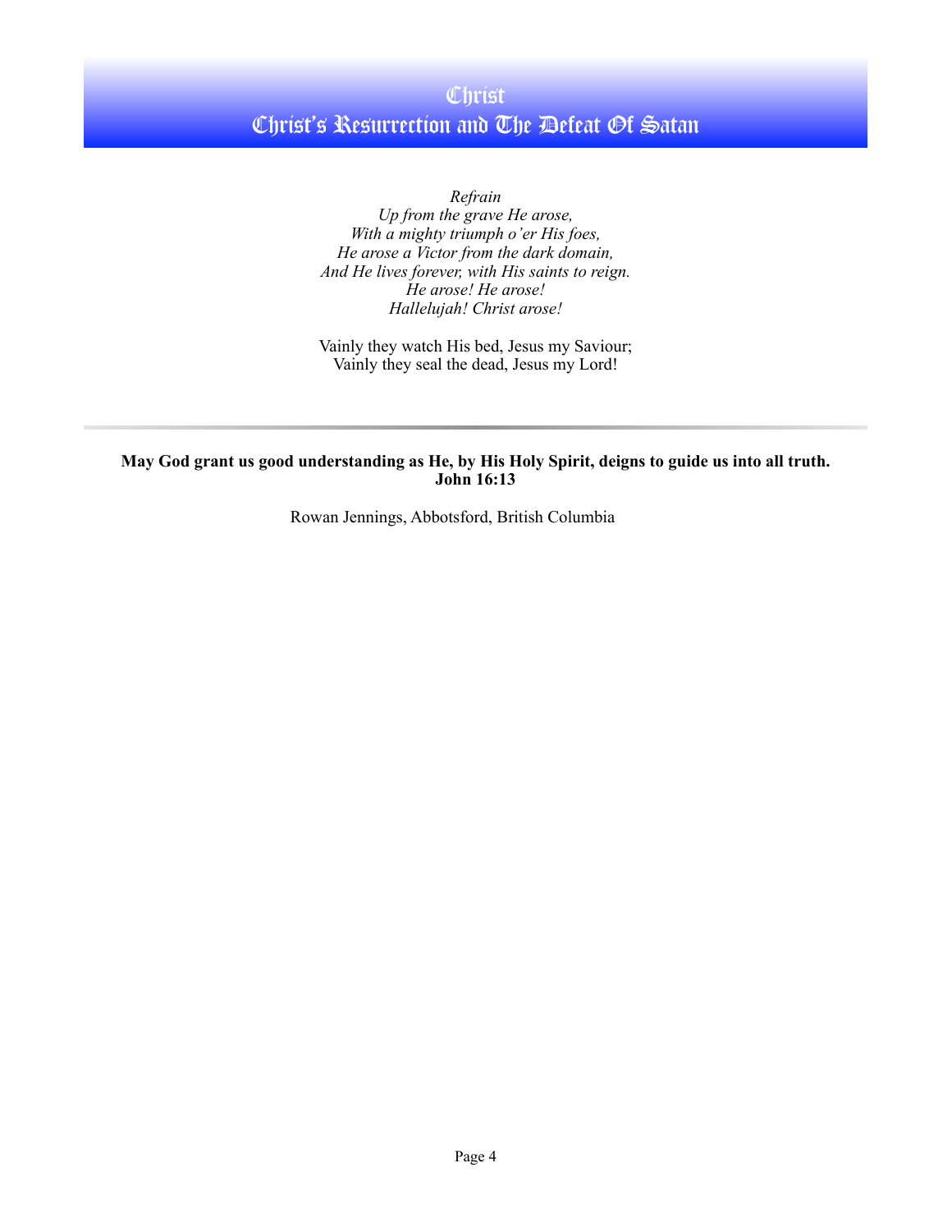# Christ

## Christ's Resurrection and The Defeat Of Satan

*Refrain*
*Up from the grave He arose,*
*With a mighty triumph o'er His foes,*
*He arose a Victor from the dark domain,*
*And He lives forever, with His saints to reign.*
*He arose! He arose!*
*Hallelujah! Christ arose!*

Vainly they watch His bed, Jesus my Saviour;
Vainly they seal the dead, Jesus my Lord!

---

**May God grant us good understanding as He, by His Holy Spirit, deigns to guide us into all truth. John 16:13**

Rowan Jennings, Abbotsford, British Columbia